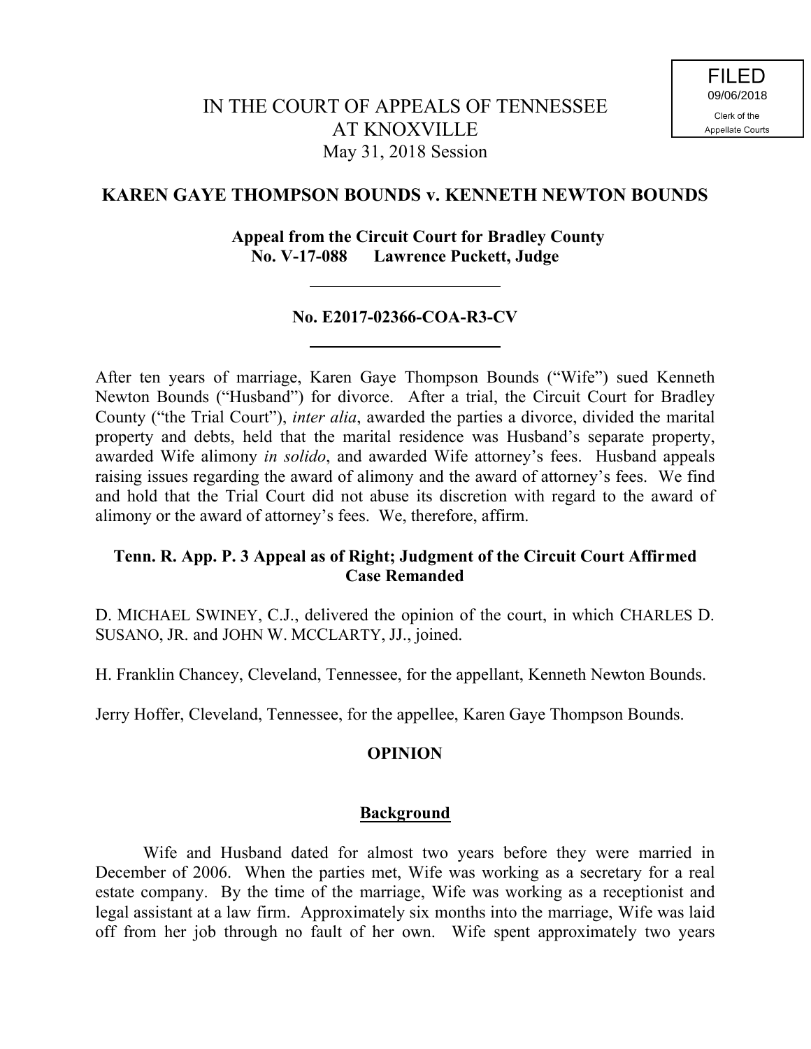FILED
09/06/2018
Clerk of the
Appellate Courts

IN THE COURT OF APPEALS OF TENNESSEE
AT KNOXVILLE
May 31, 2018 Session

## KAREN GAYE THOMPSON BOUNDS v. KENNETH NEWTON BOUNDS

**Appeal from the Circuit Court for Bradley County**
**No. V-17-088 Lawrence Puckett, Judge**

---

**No. E2017-02366-COA-R3-CV**

---

After ten years of marriage, Karen Gaye Thompson Bounds ("Wife") sued Kenneth Newton Bounds ("Husband") for divorce. After a trial, the Circuit Court for Bradley County ("the Trial Court"), *inter alia*, awarded the parties a divorce, divided the marital property and debts, held that the marital residence was Husband's separate property, awarded Wife alimony *in solido*, and awarded Wife attorney's fees. Husband appeals raising issues regarding the award of alimony and the award of attorney's fees. We find and hold that the Trial Court did not abuse its discretion with regard to the award of alimony or the award of attorney's fees. We, therefore, affirm.

**Tenn. R. App. P. 3 Appeal as of Right; Judgment of the Circuit Court Affirmed Case Remanded**

D. MICHAEL SWINEY, C.J., delivered the opinion of the court, in which CHARLES D. SUSANO, JR. and JOHN W. MCCLARTY, JJ., joined.

H. Franklin Chancey, Cleveland, Tennessee, for the appellant, Kenneth Newton Bounds.

Jerry Hoffer, Cleveland, Tennessee, for the appellee, Karen Gaye Thompson Bounds.

## OPINION

### Background

Wife and Husband dated for almost two years before they were married in December of 2006. When the parties met, Wife was working as a secretary for a real estate company. By the time of the marriage, Wife was working as a receptionist and legal assistant at a law firm. Approximately six months into the marriage, Wife was laid off from her job through no fault of her own. Wife spent approximately two years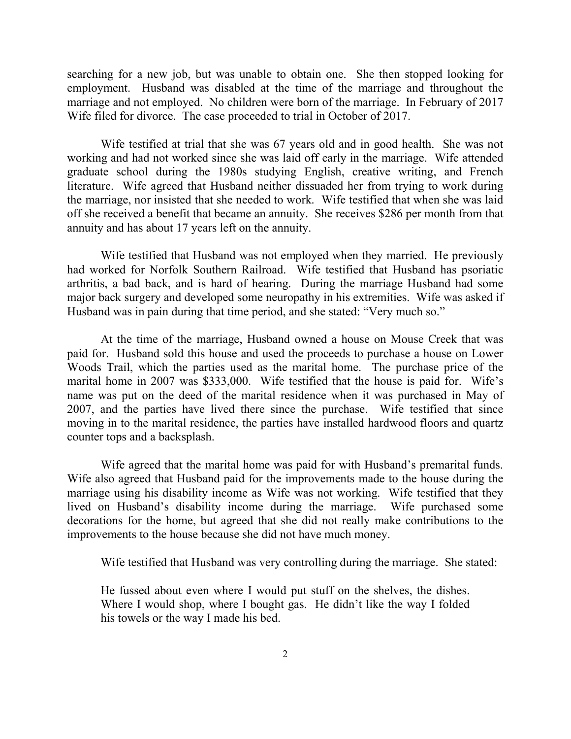searching for a new job, but was unable to obtain one. She then stopped looking for employment. Husband was disabled at the time of the marriage and throughout the marriage and not employed. No children were born of the marriage. In February of 2017 Wife filed for divorce. The case proceeded to trial in October of 2017.

Wife testified at trial that she was 67 years old and in good health. She was not working and had not worked since she was laid off early in the marriage. Wife attended graduate school during the 1980s studying English, creative writing, and French literature. Wife agreed that Husband neither dissuaded her from trying to work during the marriage, nor insisted that she needed to work. Wife testified that when she was laid off she received a benefit that became an annuity. She receives $286 per month from that annuity and has about 17 years left on the annuity.

Wife testified that Husband was not employed when they married. He previously had worked for Norfolk Southern Railroad. Wife testified that Husband has psoriatic arthritis, a bad back, and is hard of hearing. During the marriage Husband had some major back surgery and developed some neuropathy in his extremities. Wife was asked if Husband was in pain during that time period, and she stated: "Very much so."

At the time of the marriage, Husband owned a house on Mouse Creek that was paid for. Husband sold this house and used the proceeds to purchase a house on Lower Woods Trail, which the parties used as the marital home. The purchase price of the marital home in 2007 was $333,000. Wife testified that the house is paid for. Wife's name was put on the deed of the marital residence when it was purchased in May of 2007, and the parties have lived there since the purchase. Wife testified that since moving in to the marital residence, the parties have installed hardwood floors and quartz counter tops and a backsplash.

Wife agreed that the marital home was paid for with Husband's premarital funds. Wife also agreed that Husband paid for the improvements made to the house during the marriage using his disability income as Wife was not working. Wife testified that they lived on Husband's disability income during the marriage. Wife purchased some decorations for the home, but agreed that she did not really make contributions to the improvements to the house because she did not have much money.

Wife testified that Husband was very controlling during the marriage. She stated:

> He fussed about even where I would put stuff on the shelves, the dishes. Where I would shop, where I bought gas. He didn't like the way I folded his towels or the way I made his bed.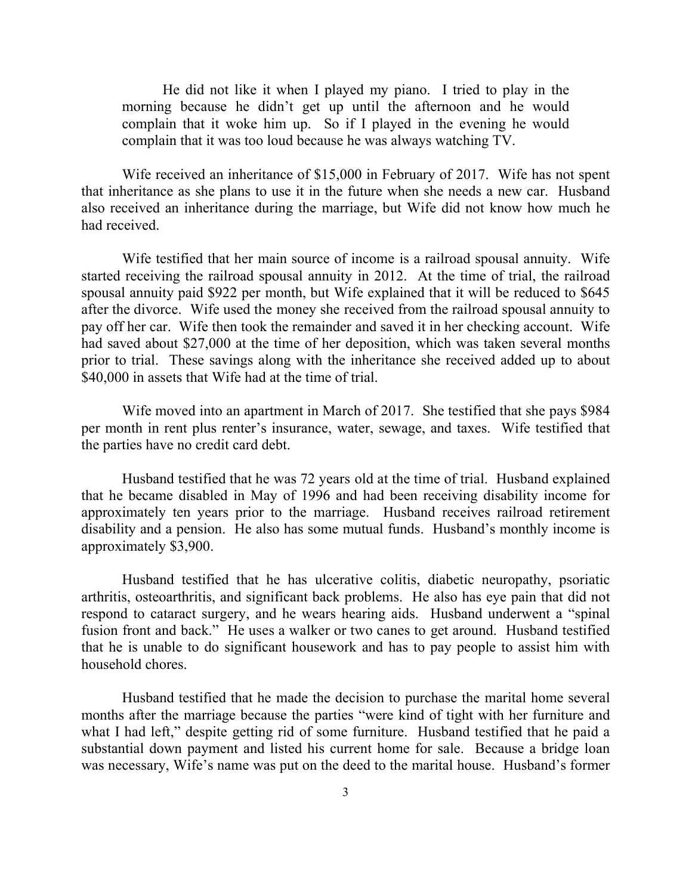> He did not like it when I played my piano. I tried to play in the morning because he didn't get up until the afternoon and he would complain that it woke him up. So if I played in the evening he would complain that it was too loud because he was always watching TV.

Wife received an inheritance of $15,000 in February of 2017. Wife has not spent that inheritance as she plans to use it in the future when she needs a new car. Husband also received an inheritance during the marriage, but Wife did not know how much he had received.

Wife testified that her main source of income is a railroad spousal annuity. Wife started receiving the railroad spousal annuity in 2012. At the time of trial, the railroad spousal annuity paid $922 per month, but Wife explained that it will be reduced to $645 after the divorce. Wife used the money she received from the railroad spousal annuity to pay off her car. Wife then took the remainder and saved it in her checking account. Wife had saved about $27,000 at the time of her deposition, which was taken several months prior to trial. These savings along with the inheritance she received added up to about $40,000 in assets that Wife had at the time of trial.

Wife moved into an apartment in March of 2017. She testified that she pays $984 per month in rent plus renter's insurance, water, sewage, and taxes. Wife testified that the parties have no credit card debt.

Husband testified that he was 72 years old at the time of trial. Husband explained that he became disabled in May of 1996 and had been receiving disability income for approximately ten years prior to the marriage. Husband receives railroad retirement disability and a pension. He also has some mutual funds. Husband's monthly income is approximately $3,900.

Husband testified that he has ulcerative colitis, diabetic neuropathy, psoriatic arthritis, osteoarthritis, and significant back problems. He also has eye pain that did not respond to cataract surgery, and he wears hearing aids. Husband underwent a "spinal fusion front and back." He uses a walker or two canes to get around. Husband testified that he is unable to do significant housework and has to pay people to assist him with household chores.

Husband testified that he made the decision to purchase the marital home several months after the marriage because the parties "were kind of tight with her furniture and what I had left," despite getting rid of some furniture. Husband testified that he paid a substantial down payment and listed his current home for sale. Because a bridge loan was necessary, Wife's name was put on the deed to the marital house. Husband's former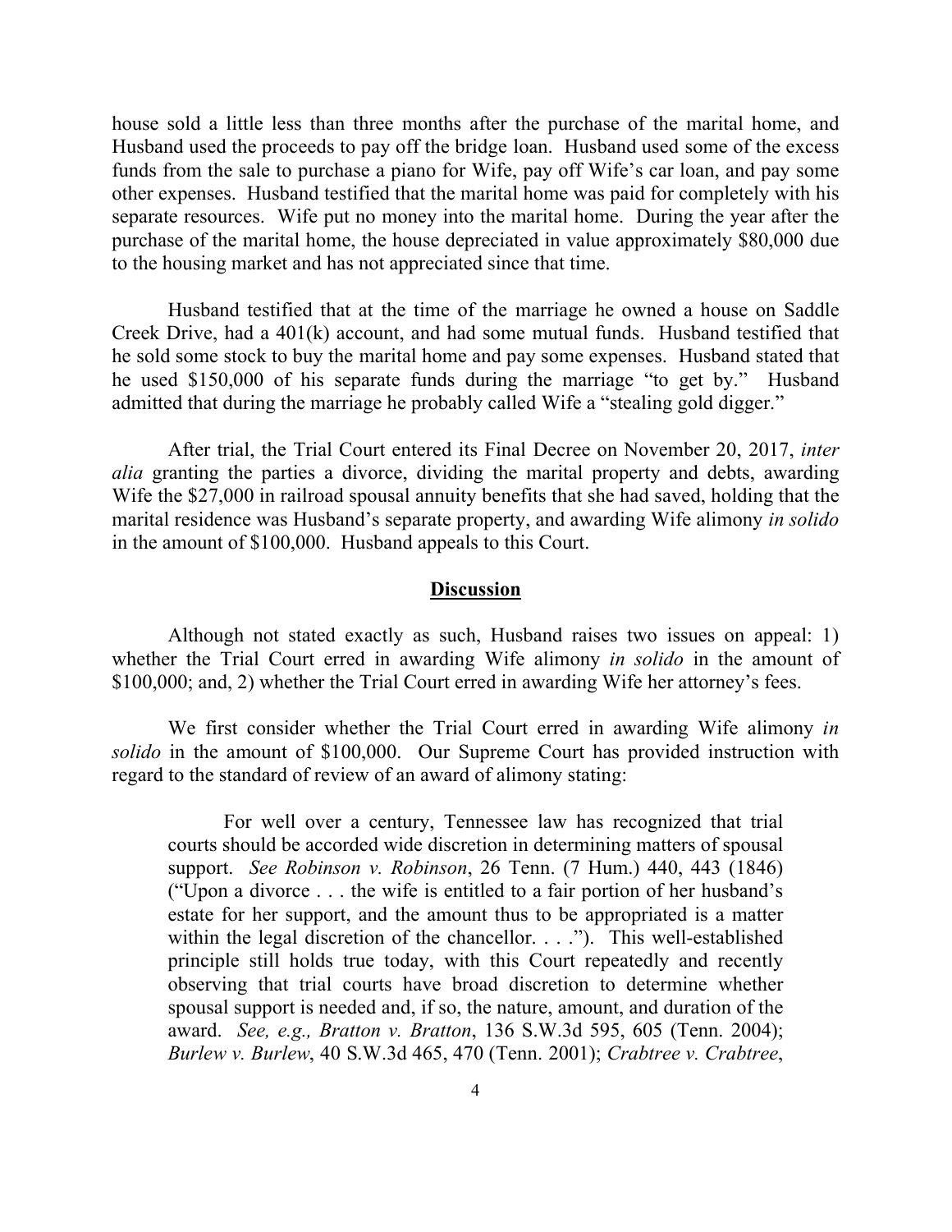house sold a little less than three months after the purchase of the marital home, and Husband used the proceeds to pay off the bridge loan. Husband used some of the excess funds from the sale to purchase a piano for Wife, pay off Wife's car loan, and pay some other expenses. Husband testified that the marital home was paid for completely with his separate resources. Wife put no money into the marital home. During the year after the purchase of the marital home, the house depreciated in value approximately $80,000 due to the housing market and has not appreciated since that time.

Husband testified that at the time of the marriage he owned a house on Saddle Creek Drive, had a 401(k) account, and had some mutual funds. Husband testified that he sold some stock to buy the marital home and pay some expenses. Husband stated that he used $150,000 of his separate funds during the marriage "to get by." Husband admitted that during the marriage he probably called Wife a "stealing gold digger."

After trial, the Trial Court entered its Final Decree on November 20, 2017, *inter alia* granting the parties a divorce, dividing the marital property and debts, awarding Wife the $27,000 in railroad spousal annuity benefits that she had saved, holding that the marital residence was Husband's separate property, and awarding Wife alimony *in solido* in the amount of $100,000. Husband appeals to this Court.

## Discussion

Although not stated exactly as such, Husband raises two issues on appeal: 1) whether the Trial Court erred in awarding Wife alimony *in solido* in the amount of $100,000; and, 2) whether the Trial Court erred in awarding Wife her attorney's fees.

We first consider whether the Trial Court erred in awarding Wife alimony *in solido* in the amount of $100,000. Our Supreme Court has provided instruction with regard to the standard of review of an award of alimony stating:

> For well over a century, Tennessee law has recognized that trial courts should be accorded wide discretion in determining matters of spousal support. *See Robinson v. Robinson*, 26 Tenn. (7 Hum.) 440, 443 (1846) ("Upon a divorce . . . the wife is entitled to a fair portion of her husband's estate for her support, and the amount thus to be appropriated is a matter within the legal discretion of the chancellor. . . ."). This well-established principle still holds true today, with this Court repeatedly and recently observing that trial courts have broad discretion to determine whether spousal support is needed and, if so, the nature, amount, and duration of the award. *See, e.g., Bratton v. Bratton*, 136 S.W.3d 595, 605 (Tenn. 2004); *Burlew v. Burlew*, 40 S.W.3d 465, 470 (Tenn. 2001); *Crabtree v. Crabtree*,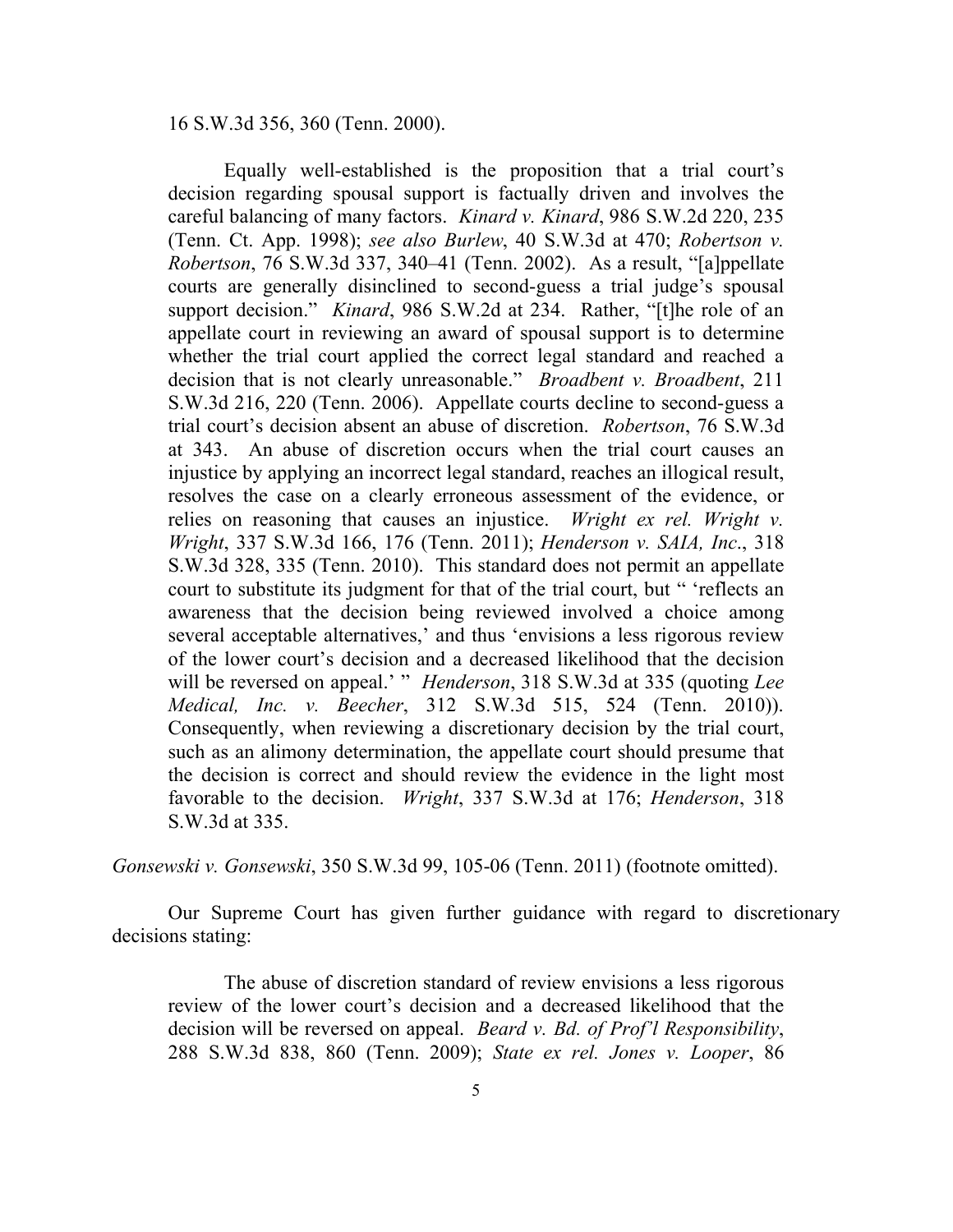16 S.W.3d 356, 360 (Tenn. 2000).

> Equally well-established is the proposition that a trial court's decision regarding spousal support is factually driven and involves the careful balancing of many factors. *Kinard v. Kinard*, 986 S.W.2d 220, 235 (Tenn. Ct. App. 1998); *see also Burlew*, 40 S.W.3d at 470; *Robertson v. Robertson*, 76 S.W.3d 337, 340–41 (Tenn. 2002). As a result, "[a]ppellate courts are generally disinclined to second-guess a trial judge's spousal support decision." *Kinard*, 986 S.W.2d at 234. Rather, "[t]he role of an appellate court in reviewing an award of spousal support is to determine whether the trial court applied the correct legal standard and reached a decision that is not clearly unreasonable." *Broadbent v. Broadbent*, 211 S.W.3d 216, 220 (Tenn. 2006). Appellate courts decline to second-guess a trial court's decision absent an abuse of discretion. *Robertson*, 76 S.W.3d at 343. An abuse of discretion occurs when the trial court causes an injustice by applying an incorrect legal standard, reaches an illogical result, resolves the case on a clearly erroneous assessment of the evidence, or relies on reasoning that causes an injustice. *Wright ex rel. Wright v. Wright*, 337 S.W.3d 166, 176 (Tenn. 2011); *Henderson v. SAIA, Inc*., 318 S.W.3d 328, 335 (Tenn. 2010). This standard does not permit an appellate court to substitute its judgment for that of the trial court, but " 'reflects an awareness that the decision being reviewed involved a choice among several acceptable alternatives,' and thus 'envisions a less rigorous review of the lower court's decision and a decreased likelihood that the decision will be reversed on appeal.' " *Henderson*, 318 S.W.3d at 335 (quoting *Lee Medical, Inc. v. Beecher*, 312 S.W.3d 515, 524 (Tenn. 2010)). Consequently, when reviewing a discretionary decision by the trial court, such as an alimony determination, the appellate court should presume that the decision is correct and should review the evidence in the light most favorable to the decision. *Wright*, 337 S.W.3d at 176; *Henderson*, 318 S.W.3d at 335.

*Gonsewski v. Gonsewski*, 350 S.W.3d 99, 105-06 (Tenn. 2011) (footnote omitted).

Our Supreme Court has given further guidance with regard to discretionary decisions stating:

> The abuse of discretion standard of review envisions a less rigorous review of the lower court's decision and a decreased likelihood that the decision will be reversed on appeal. *Beard v. Bd. of Prof'l Responsibility*, 288 S.W.3d 838, 860 (Tenn. 2009); *State ex rel. Jones v. Looper*, 86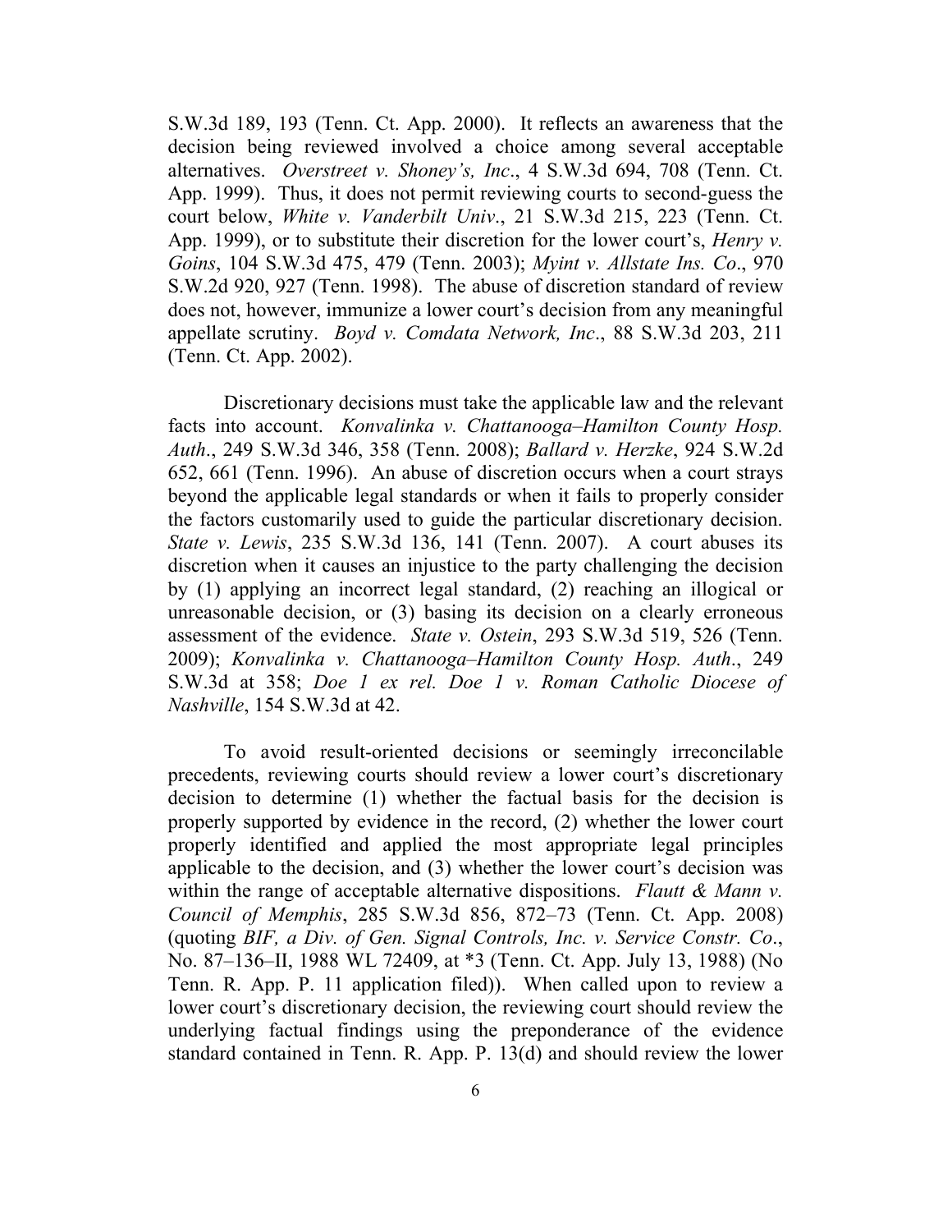S.W.3d 189, 193 (Tenn. Ct. App. 2000). It reflects an awareness that the decision being reviewed involved a choice among several acceptable alternatives. *Overstreet v. Shoney's, Inc*., 4 S.W.3d 694, 708 (Tenn. Ct. App. 1999). Thus, it does not permit reviewing courts to second-guess the court below, *White v. Vanderbilt Univ*., 21 S.W.3d 215, 223 (Tenn. Ct. App. 1999), or to substitute their discretion for the lower court's, *Henry v. Goins*, 104 S.W.3d 475, 479 (Tenn. 2003); *Myint v. Allstate Ins. Co*., 970 S.W.2d 920, 927 (Tenn. 1998). The abuse of discretion standard of review does not, however, immunize a lower court's decision from any meaningful appellate scrutiny. *Boyd v. Comdata Network, Inc*., 88 S.W.3d 203, 211 (Tenn. Ct. App. 2002).

Discretionary decisions must take the applicable law and the relevant facts into account. *Konvalinka v. Chattanooga–Hamilton County Hosp. Auth*., 249 S.W.3d 346, 358 (Tenn. 2008); *Ballard v. Herzke*, 924 S.W.2d 652, 661 (Tenn. 1996). An abuse of discretion occurs when a court strays beyond the applicable legal standards or when it fails to properly consider the factors customarily used to guide the particular discretionary decision. *State v. Lewis*, 235 S.W.3d 136, 141 (Tenn. 2007). A court abuses its discretion when it causes an injustice to the party challenging the decision by (1) applying an incorrect legal standard, (2) reaching an illogical or unreasonable decision, or (3) basing its decision on a clearly erroneous assessment of the evidence. *State v. Ostein*, 293 S.W.3d 519, 526 (Tenn. 2009); *Konvalinka v. Chattanooga–Hamilton County Hosp. Auth*., 249 S.W.3d at 358; *Doe 1 ex rel. Doe 1 v. Roman Catholic Diocese of Nashville*, 154 S.W.3d at 42.

To avoid result-oriented decisions or seemingly irreconcilable precedents, reviewing courts should review a lower court's discretionary decision to determine (1) whether the factual basis for the decision is properly supported by evidence in the record, (2) whether the lower court properly identified and applied the most appropriate legal principles applicable to the decision, and (3) whether the lower court's decision was within the range of acceptable alternative dispositions. *Flautt & Mann v. Council of Memphis*, 285 S.W.3d 856, 872–73 (Tenn. Ct. App. 2008) (quoting *BIF, a Div. of Gen. Signal Controls, Inc. v. Service Constr. Co*., No. 87–136–II, 1988 WL 72409, at *3 (Tenn. Ct. App. July 13, 1988) (No Tenn. R. App. P. 11 application filed)). When called upon to review a lower court's discretionary decision, the reviewing court should review the underlying factual findings using the preponderance of the evidence standard contained in Tenn. R. App. P. 13(d) and should review the lower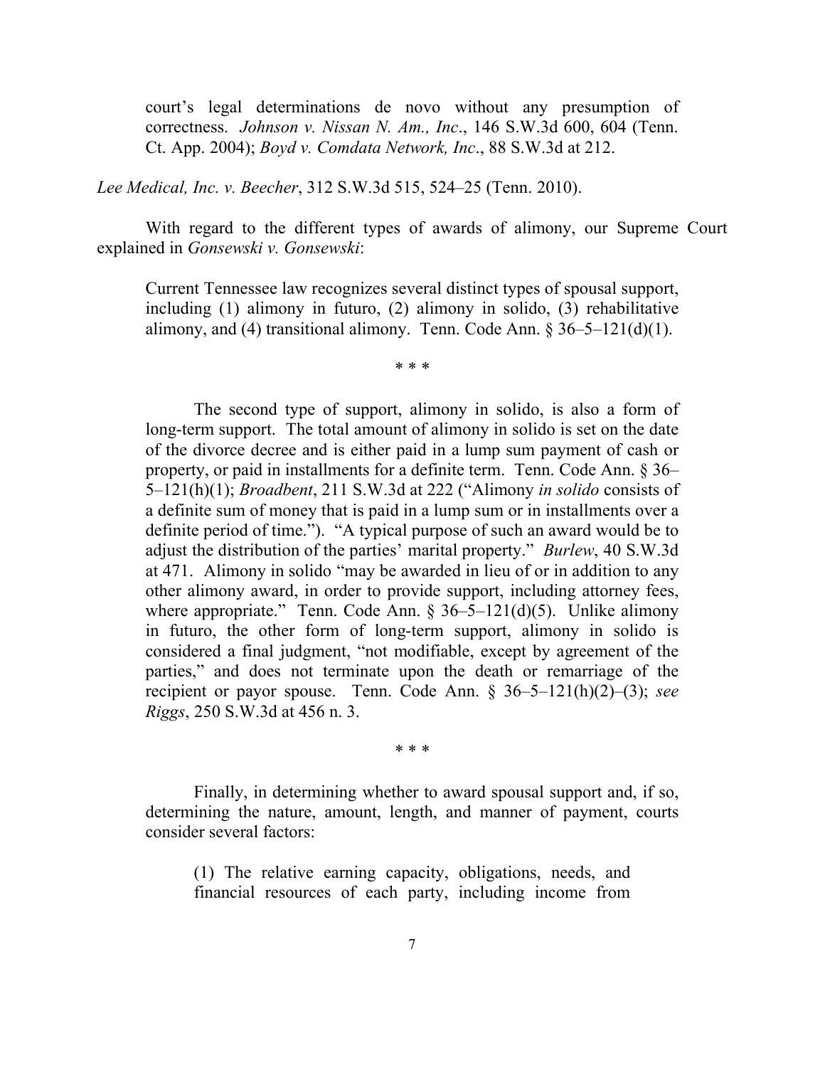> court's legal determinations de novo without any presumption of correctness. *Johnson v. Nissan N. Am., Inc.*, 146 S.W.3d 600, 604 (Tenn. Ct. App. 2004); *Boyd v. Comdata Network, Inc.*, 88 S.W.3d at 212.

*Lee Medical, Inc. v. Beecher*, 312 S.W.3d 515, 524–25 (Tenn. 2010).

With regard to the different types of awards of alimony, our Supreme Court explained in *Gonsewski v. Gonsewski*:

> Current Tennessee law recognizes several distinct types of spousal support, including (1) alimony in futuro, (2) alimony in solido, (3) rehabilitative alimony, and (4) transitional alimony. Tenn. Code Ann. § 36–5–121(d)(1).
>
> * * *
>
> The second type of support, alimony in solido, is also a form of long-term support. The total amount of alimony in solido is set on the date of the divorce decree and is either paid in a lump sum payment of cash or property, or paid in installments for a definite term. Tenn. Code Ann. § 36–5–121(h)(1); *Broadbent*, 211 S.W.3d at 222 ("Alimony *in solido* consists of a definite sum of money that is paid in a lump sum or in installments over a definite period of time."). "A typical purpose of such an award would be to adjust the distribution of the parties' marital property." *Burlew*, 40 S.W.3d at 471. Alimony in solido "may be awarded in lieu of or in addition to any other alimony award, in order to provide support, including attorney fees, where appropriate." Tenn. Code Ann. § 36–5–121(d)(5). Unlike alimony in futuro, the other form of long-term support, alimony in solido is considered a final judgment, "not modifiable, except by agreement of the parties," and does not terminate upon the death or remarriage of the recipient or payor spouse. Tenn. Code Ann. § 36–5–121(h)(2)–(3); *see Riggs*, 250 S.W.3d at 456 n. 3.
>
> * * *
>
> Finally, in determining whether to award spousal support and, if so, determining the nature, amount, length, and manner of payment, courts consider several factors:
>
> > (1) The relative earning capacity, obligations, needs, and financial resources of each party, including income from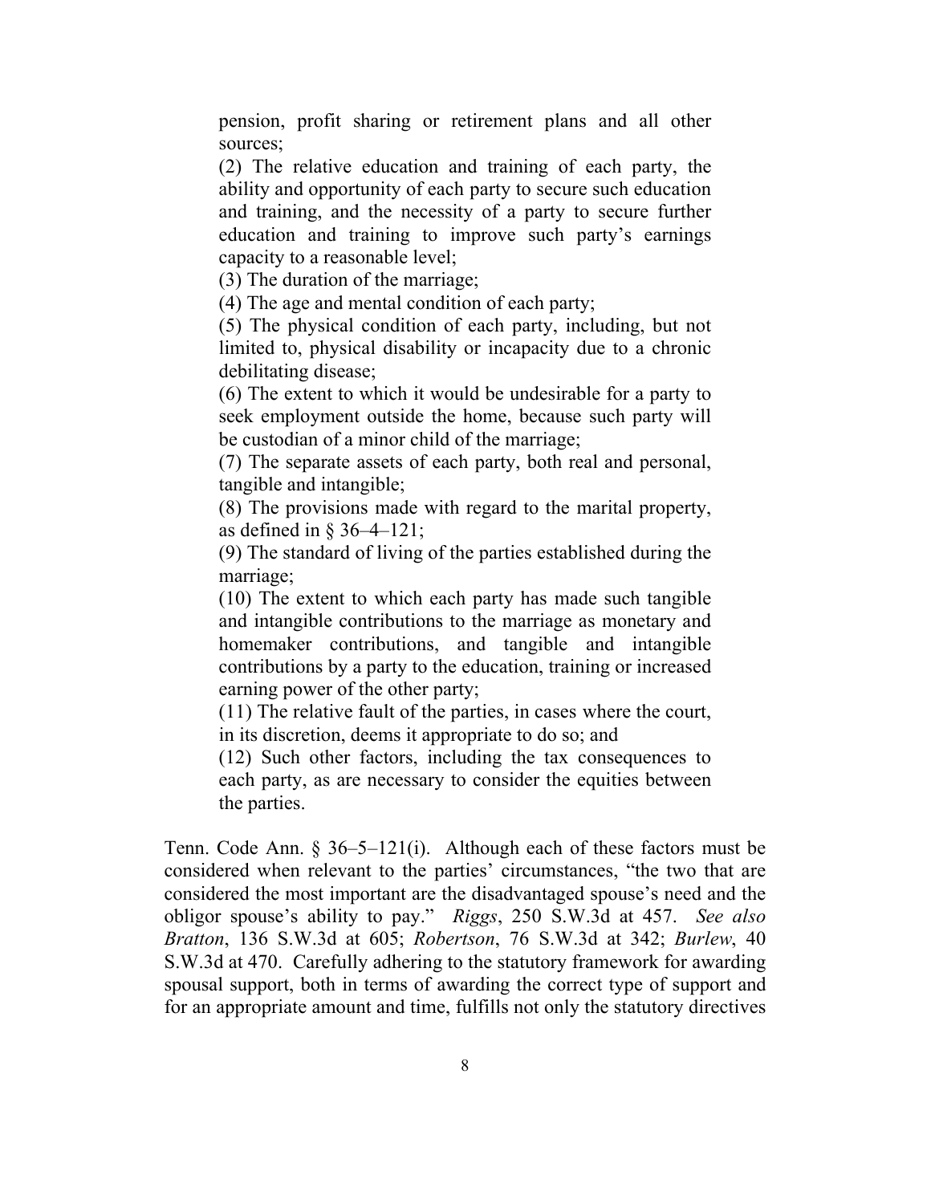> pension, profit sharing or retirement plans and all other sources;
>
> (2) The relative education and training of each party, the ability and opportunity of each party to secure such education and training, and the necessity of a party to secure further education and training to improve such party's earnings capacity to a reasonable level;
>
> (3) The duration of the marriage;
>
> (4) The age and mental condition of each party;
>
> (5) The physical condition of each party, including, but not limited to, physical disability or incapacity due to a chronic debilitating disease;
>
> (6) The extent to which it would be undesirable for a party to seek employment outside the home, because such party will be custodian of a minor child of the marriage;
>
> (7) The separate assets of each party, both real and personal, tangible and intangible;
>
> (8) The provisions made with regard to the marital property, as defined in § 36–4–121;
>
> (9) The standard of living of the parties established during the marriage;
>
> (10) The extent to which each party has made such tangible and intangible contributions to the marriage as monetary and homemaker contributions, and tangible and intangible contributions by a party to the education, training or increased earning power of the other party;
>
> (11) The relative fault of the parties, in cases where the court, in its discretion, deems it appropriate to do so; and
>
> (12) Such other factors, including the tax consequences to each party, as are necessary to consider the equities between the parties.

Tenn. Code Ann. § 36–5–121(i). Although each of these factors must be considered when relevant to the parties' circumstances, "the two that are considered the most important are the disadvantaged spouse's need and the obligor spouse's ability to pay." *Riggs*, 250 S.W.3d at 457. *See also Bratton*, 136 S.W.3d at 605; *Robertson*, 76 S.W.3d at 342; *Burlew*, 40 S.W.3d at 470. Carefully adhering to the statutory framework for awarding spousal support, both in terms of awarding the correct type of support and for an appropriate amount and time, fulfills not only the statutory directives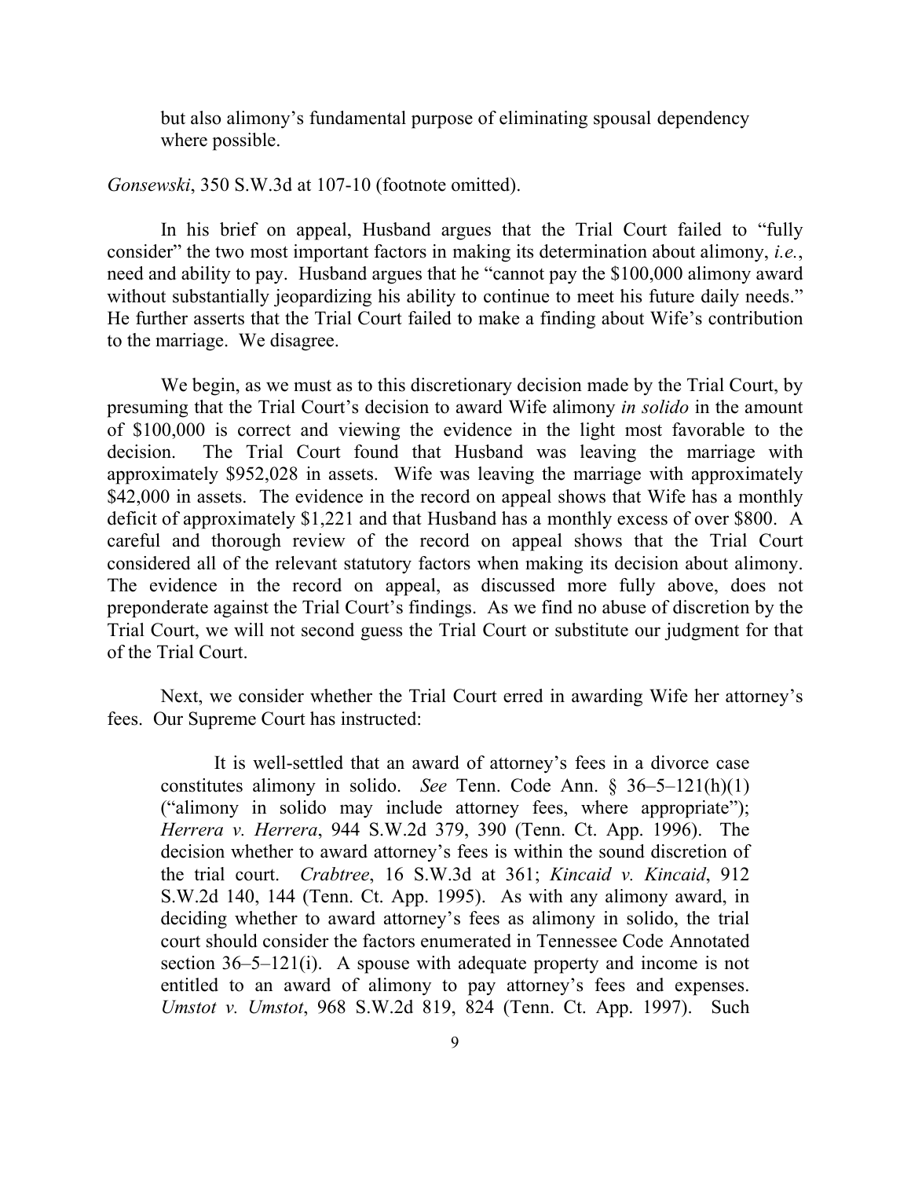> but also alimony's fundamental purpose of eliminating spousal dependency where possible.

*Gonsewski*, 350 S.W.3d at 107-10 (footnote omitted).

In his brief on appeal, Husband argues that the Trial Court failed to "fully consider" the two most important factors in making its determination about alimony, *i.e.*, need and ability to pay. Husband argues that he "cannot pay the $100,000 alimony award without substantially jeopardizing his ability to continue to meet his future daily needs." He further asserts that the Trial Court failed to make a finding about Wife's contribution to the marriage. We disagree.

We begin, as we must as to this discretionary decision made by the Trial Court, by presuming that the Trial Court's decision to award Wife alimony *in solido* in the amount of $100,000 is correct and viewing the evidence in the light most favorable to the decision. The Trial Court found that Husband was leaving the marriage with approximately $952,028 in assets. Wife was leaving the marriage with approximately $42,000 in assets. The evidence in the record on appeal shows that Wife has a monthly deficit of approximately $1,221 and that Husband has a monthly excess of over $800. A careful and thorough review of the record on appeal shows that the Trial Court considered all of the relevant statutory factors when making its decision about alimony. The evidence in the record on appeal, as discussed more fully above, does not preponderate against the Trial Court's findings. As we find no abuse of discretion by the Trial Court, we will not second guess the Trial Court or substitute our judgment for that of the Trial Court.

Next, we consider whether the Trial Court erred in awarding Wife her attorney's fees. Our Supreme Court has instructed:

> It is well-settled that an award of attorney's fees in a divorce case constitutes alimony in solido. *See* Tenn. Code Ann. § 36–5–121(h)(1) ("alimony in solido may include attorney fees, where appropriate"); *Herrera v. Herrera*, 944 S.W.2d 379, 390 (Tenn. Ct. App. 1996). The decision whether to award attorney's fees is within the sound discretion of the trial court. *Crabtree*, 16 S.W.3d at 361; *Kincaid v. Kincaid*, 912 S.W.2d 140, 144 (Tenn. Ct. App. 1995). As with any alimony award, in deciding whether to award attorney's fees as alimony in solido, the trial court should consider the factors enumerated in Tennessee Code Annotated section 36–5–121(i). A spouse with adequate property and income is not entitled to an award of alimony to pay attorney's fees and expenses. *Umstot v. Umstot*, 968 S.W.2d 819, 824 (Tenn. Ct. App. 1997). Such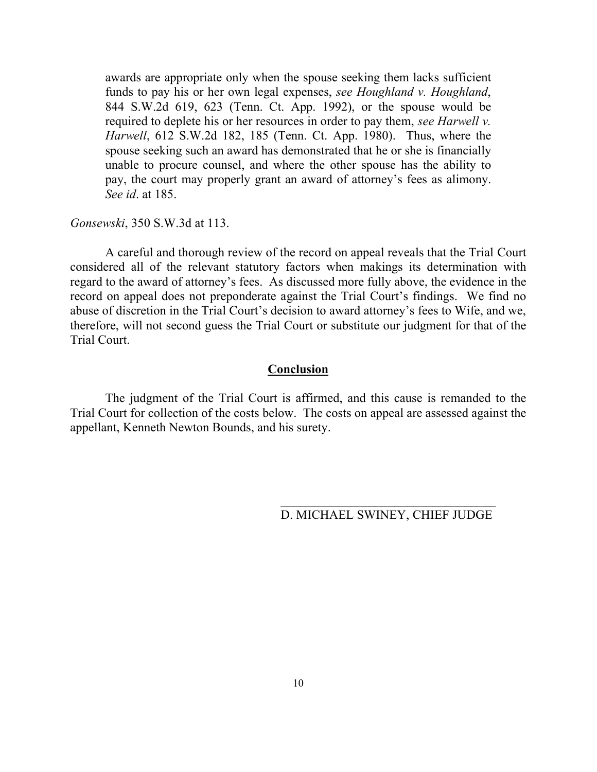> awards are appropriate only when the spouse seeking them lacks sufficient funds to pay his or her own legal expenses, *see Houghland v. Houghland*, 844 S.W.2d 619, 623 (Tenn. Ct. App. 1992), or the spouse would be required to deplete his or her resources in order to pay them, *see Harwell v. Harwell*, 612 S.W.2d 182, 185 (Tenn. Ct. App. 1980). Thus, where the spouse seeking such an award has demonstrated that he or she is financially unable to procure counsel, and where the other spouse has the ability to pay, the court may properly grant an award of attorney's fees as alimony. *See id*. at 185.

*Gonsewski*, 350 S.W.3d at 113.

A careful and thorough review of the record on appeal reveals that the Trial Court considered all of the relevant statutory factors when makings its determination with regard to the award of attorney's fees. As discussed more fully above, the evidence in the record on appeal does not preponderate against the Trial Court's findings. We find no abuse of discretion in the Trial Court's decision to award attorney's fees to Wife, and we, therefore, will not second guess the Trial Court or substitute our judgment for that of the Trial Court.

## Conclusion

The judgment of the Trial Court is affirmed, and this cause is remanded to the Trial Court for collection of the costs below. The costs on appeal are assessed against the appellant, Kenneth Newton Bounds, and his surety.

\_\_\_\_\_\_\_\_\_\_\_\_\_\_\_\_\_\_\_\_\_\_\_\_\_\_\_\_\_\_\_\_\_\_

D. MICHAEL SWINEY, CHIEF JUDGE